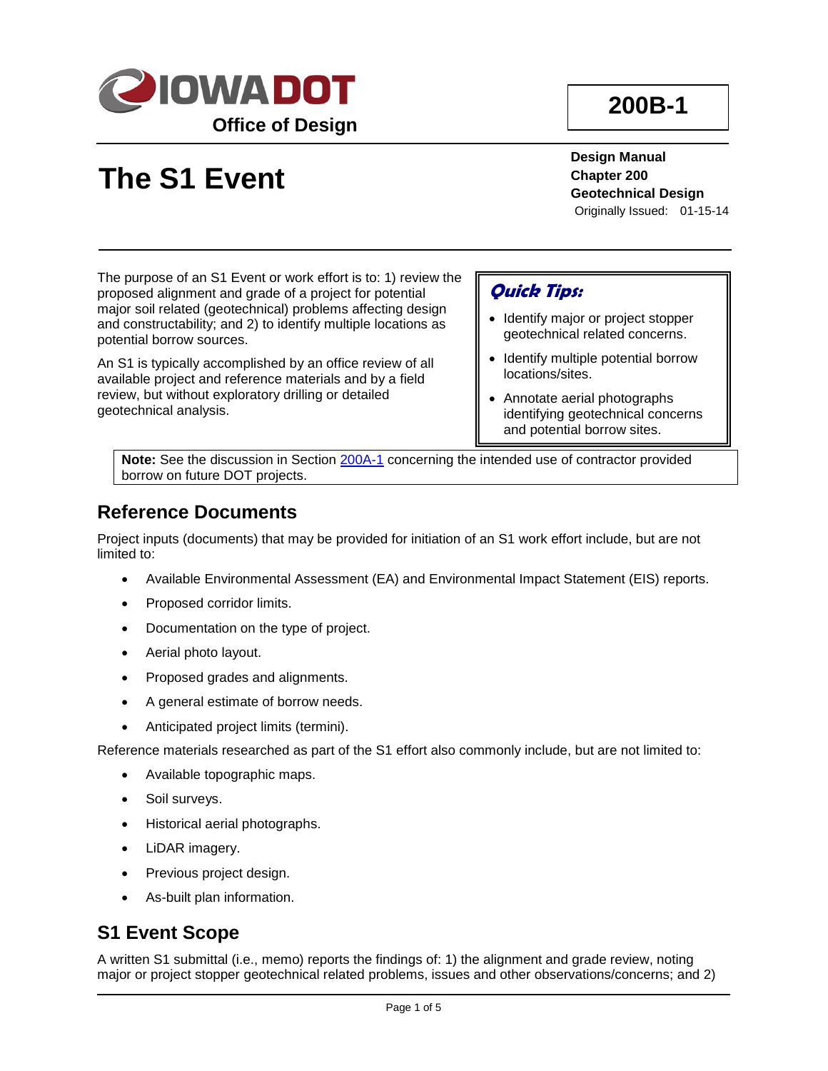**Office of Design**

**200B-1**

# The S1 Event

**Design Manual**
**Chapter 200**
**Geotechnical Design**
Originally Issued: 01-15-14

The purpose of an S1 Event or work effort is to: 1) review the proposed alignment and grade of a project for potential major soil related (geotechnical) problems affecting design and constructability; and 2) to identify multiple locations as potential borrow sources.

An S1 is typically accomplished by an office review of all available project and reference materials and by a field review, but without exploratory drilling or detailed geotechnical analysis.

> ***Quick Tips:***
>
> - Identify major or project stopper geotechnical related concerns.
> - Identify multiple potential borrow locations/sites.
> - Annotate aerial photographs identifying geotechnical concerns and potential borrow sites.

**Note:** See the discussion in Section 200A-1 concerning the intended use of contractor provided borrow on future DOT projects.

## Reference Documents

Project inputs (documents) that may be provided for initiation of an S1 work effort include, but are not limited to:

- Available Environmental Assessment (EA) and Environmental Impact Statement (EIS) reports.
- Proposed corridor limits.
- Documentation on the type of project.
- Aerial photo layout.
- Proposed grades and alignments.
- A general estimate of borrow needs.
- Anticipated project limits (termini).

Reference materials researched as part of the S1 effort also commonly include, but are not limited to:

- Available topographic maps.
- Soil surveys.
- Historical aerial photographs.
- LiDAR imagery.
- Previous project design.
- As-built plan information.

## S1 Event Scope

A written S1 submittal (i.e., memo) reports the findings of: 1) the alignment and grade review, noting major or project stopper geotechnical related problems, issues and other observations/concerns; and 2)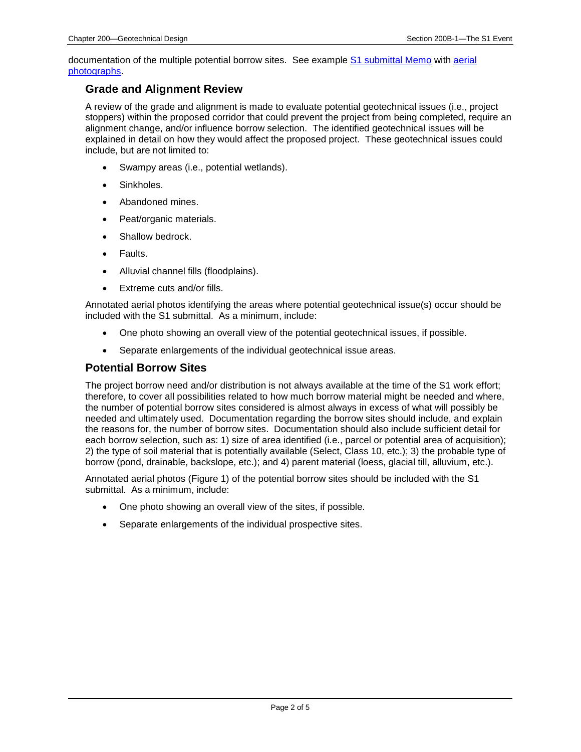documentation of the multiple potential borrow sites. See example [S1 submittal Memo] with [aerial photographs].

## Grade and Alignment Review

A review of the grade and alignment is made to evaluate potential geotechnical issues (i.e., project stoppers) within the proposed corridor that could prevent the project from being completed, require an alignment change, and/or influence borrow selection. The identified geotechnical issues will be explained in detail on how they would affect the proposed project. These geotechnical issues could include, but are not limited to:

- Swampy areas (i.e., potential wetlands).
- Sinkholes.
- Abandoned mines.
- Peat/organic materials.
- Shallow bedrock.
- Faults.
- Alluvial channel fills (floodplains).
- Extreme cuts and/or fills.

Annotated aerial photos identifying the areas where potential geotechnical issue(s) occur should be included with the S1 submittal. As a minimum, include:

- One photo showing an overall view of the potential geotechnical issues, if possible.
- Separate enlargements of the individual geotechnical issue areas.

## Potential Borrow Sites

The project borrow need and/or distribution is not always available at the time of the S1 work effort; therefore, to cover all possibilities related to how much borrow material might be needed and where, the number of potential borrow sites considered is almost always in excess of what will possibly be needed and ultimately used. Documentation regarding the borrow sites should include, and explain the reasons for, the number of borrow sites. Documentation should also include sufficient detail for each borrow selection, such as: 1) size of area identified (i.e., parcel or potential area of acquisition); 2) the type of soil material that is potentially available (Select, Class 10, etc.); 3) the probable type of borrow (pond, drainable, backslope, etc.); and 4) parent material (loess, glacial till, alluvium, etc.).

Annotated aerial photos (Figure 1) of the potential borrow sites should be included with the S1 submittal. As a minimum, include:

- One photo showing an overall view of the sites, if possible.
- Separate enlargements of the individual prospective sites.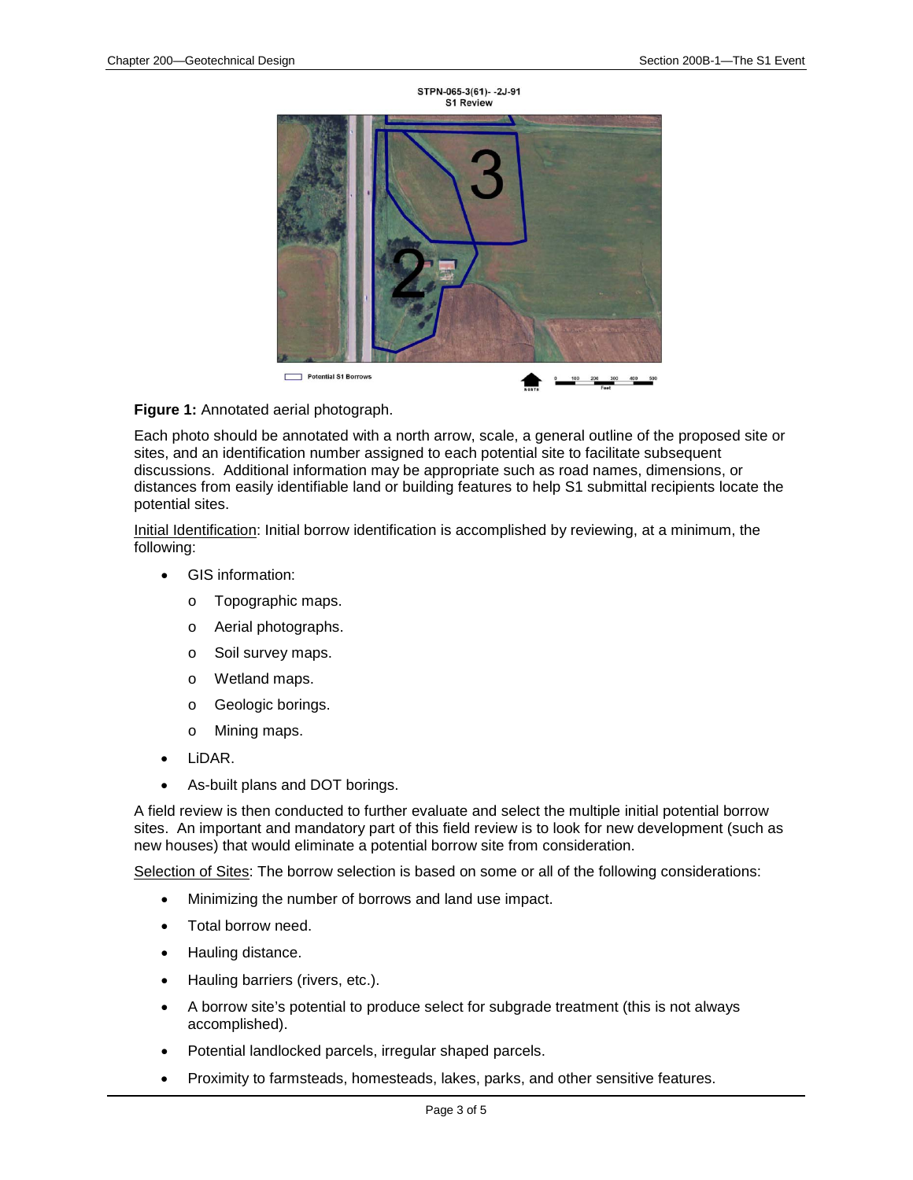**Figure 1:** Annotated aerial photograph.

Each photo should be annotated with a north arrow, scale, a general outline of the proposed site or sites, and an identification number assigned to each potential site to facilitate subsequent discussions. Additional information may be appropriate such as road names, dimensions, or distances from easily identifiable land or building features to help S1 submittal recipients locate the potential sites.

Initial Identification: Initial borrow identification is accomplished by reviewing, at a minimum, the following:

- GIS information:
  - Topographic maps.
  - Aerial photographs.
  - Soil survey maps.
  - Wetland maps.
  - Geologic borings.
  - Mining maps.
- LiDAR.
- As-built plans and DOT borings.

A field review is then conducted to further evaluate and select the multiple initial potential borrow sites. An important and mandatory part of this field review is to look for new development (such as new houses) that would eliminate a potential borrow site from consideration.

Selection of Sites: The borrow selection is based on some or all of the following considerations:

- Minimizing the number of borrows and land use impact.
- Total borrow need.
- Hauling distance.
- Hauling barriers (rivers, etc.).
- A borrow site's potential to produce select for subgrade treatment (this is not always accomplished).
- Potential landlocked parcels, irregular shaped parcels.
- Proximity to farmsteads, homesteads, lakes, parks, and other sensitive features.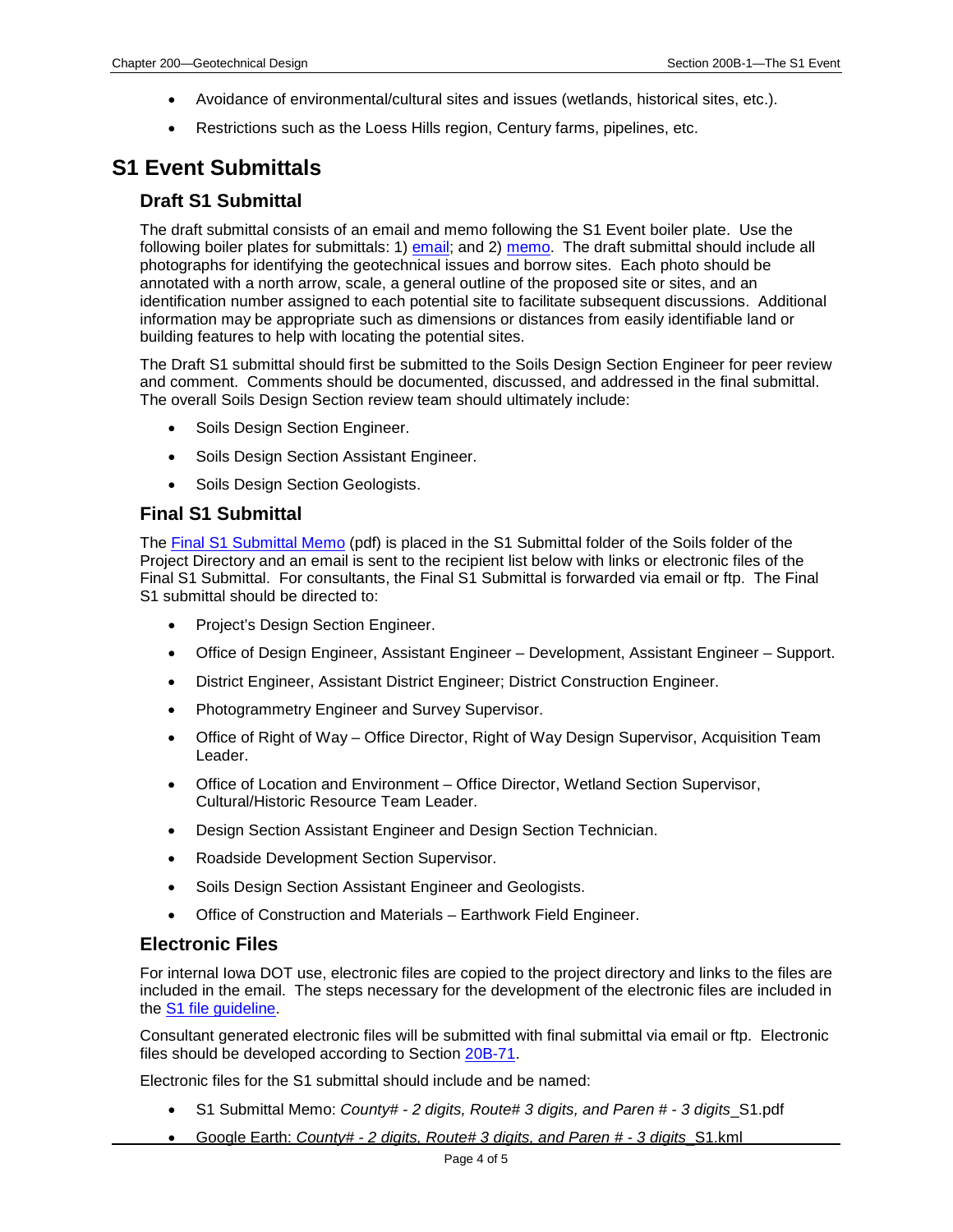- Avoidance of environmental/cultural sites and issues (wetlands, historical sites, etc.).
- Restrictions such as the Loess Hills region, Century farms, pipelines, etc.

## S1 Event Submittals

### Draft S1 Submittal

The draft submittal consists of an email and memo following the S1 Event boiler plate. Use the following boiler plates for submittals: 1) email; and 2) memo. The draft submittal should include all photographs for identifying the geotechnical issues and borrow sites. Each photo should be annotated with a north arrow, scale, a general outline of the proposed site or sites, and an identification number assigned to each potential site to facilitate subsequent discussions. Additional information may be appropriate such as dimensions or distances from easily identifiable land or building features to help with locating the potential sites.

The Draft S1 submittal should first be submitted to the Soils Design Section Engineer for peer review and comment. Comments should be documented, discussed, and addressed in the final submittal. The overall Soils Design Section review team should ultimately include:

- Soils Design Section Engineer.
- Soils Design Section Assistant Engineer.
- Soils Design Section Geologists.

### Final S1 Submittal

The Final S1 Submittal Memo (pdf) is placed in the S1 Submittal folder of the Soils folder of the Project Directory and an email is sent to the recipient list below with links or electronic files of the Final S1 Submittal. For consultants, the Final S1 Submittal is forwarded via email or ftp. The Final S1 submittal should be directed to:

- Project's Design Section Engineer.
- Office of Design Engineer, Assistant Engineer – Development, Assistant Engineer – Support.
- District Engineer, Assistant District Engineer; District Construction Engineer.
- Photogrammetry Engineer and Survey Supervisor.
- Office of Right of Way – Office Director, Right of Way Design Supervisor, Acquisition Team Leader.
- Office of Location and Environment – Office Director, Wetland Section Supervisor, Cultural/Historic Resource Team Leader.
- Design Section Assistant Engineer and Design Section Technician.
- Roadside Development Section Supervisor.
- Soils Design Section Assistant Engineer and Geologists.
- Office of Construction and Materials – Earthwork Field Engineer.

### Electronic Files

For internal Iowa DOT use, electronic files are copied to the project directory and links to the files are included in the email. The steps necessary for the development of the electronic files are included in the S1 file guideline.

Consultant generated electronic files will be submitted with final submittal via email or ftp. Electronic files should be developed according to Section 20B-71.

Electronic files for the S1 submittal should include and be named:

- S1 Submittal Memo: *County# - 2 digits, Route# 3 digits, and Paren # - 3 digits*_S1.pdf
- Google Earth: *County# - 2 digits, Route# 3 digits, and Paren # - 3 digits*_S1.kml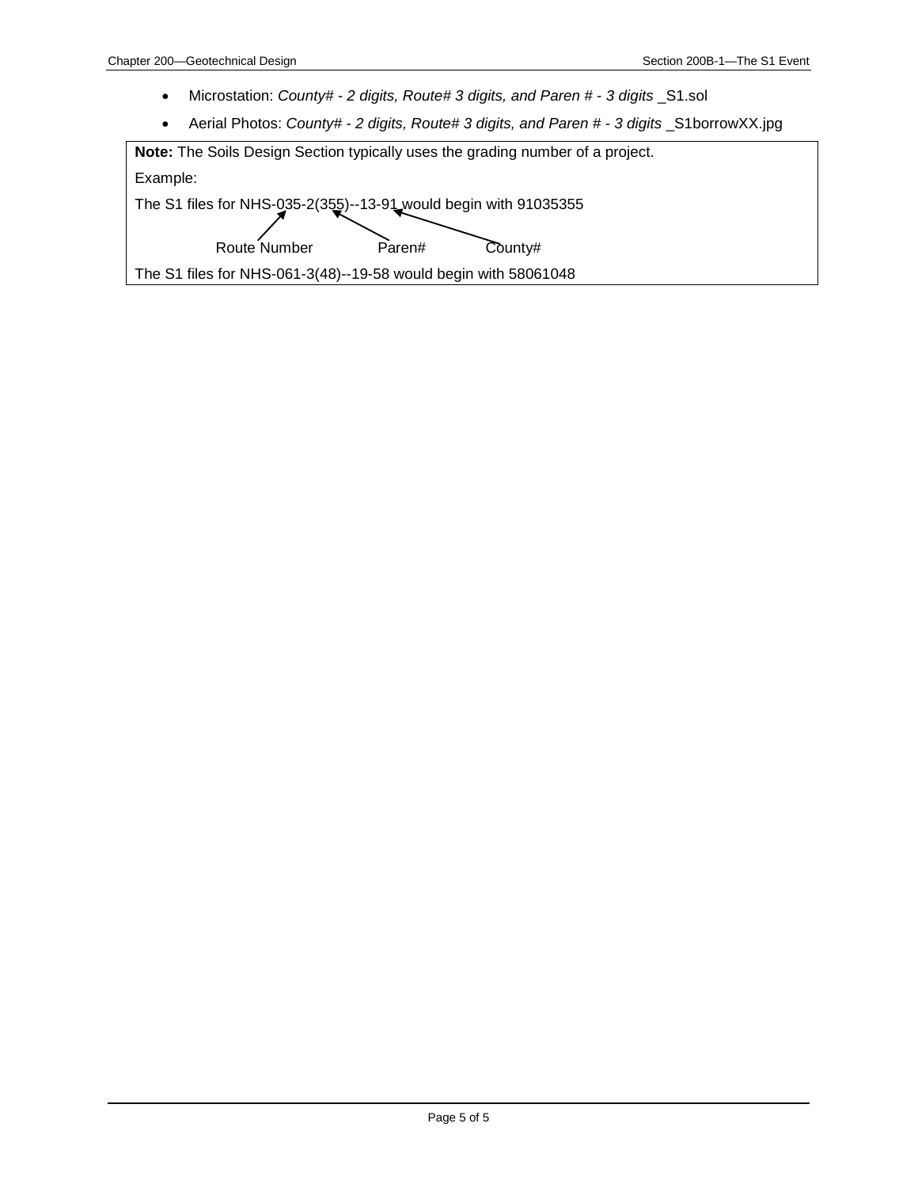- Microstation: *County# - 2 digits, Route# 3 digits, and Paren # - 3 digits* _S1.sol
- Aerial Photos: *County# - 2 digits, Route# 3 digits, and Paren # - 3 digits* _S1borrowXX.jpg

> **Note:** The Soils Design Section typically uses the grading number of a project.
>
> Example:
>
> The S1 files for NHS-035-2(355)--13-91 would begin with 91035355
>
> Route Number Paren# County#
>
> The S1 files for NHS-061-3(48)--19-58 would begin with 58061048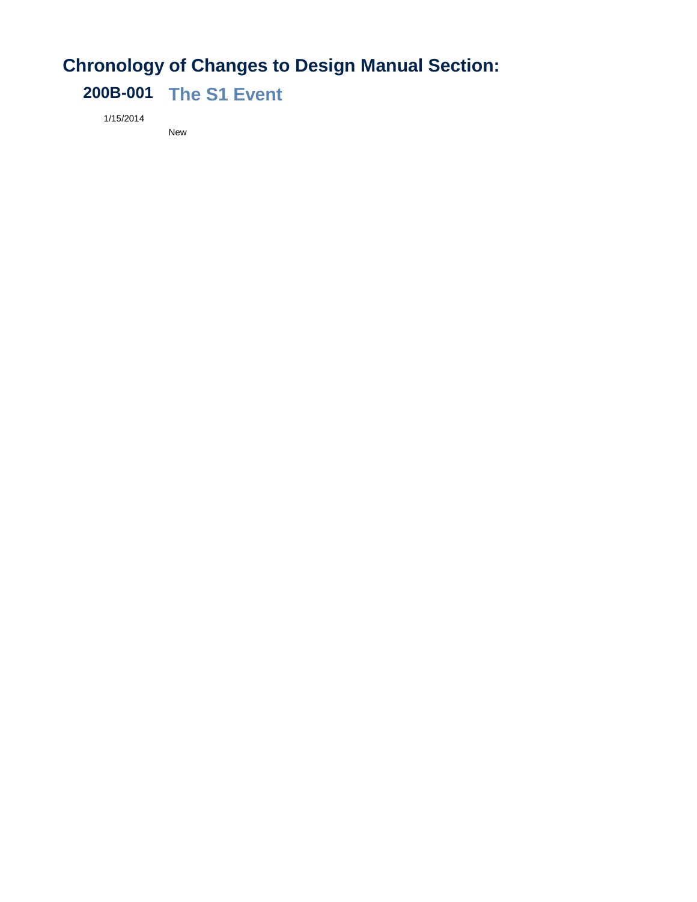# Chronology of Changes to Design Manual Section:

## 200B-001 The S1 Event

1/15/2014

New